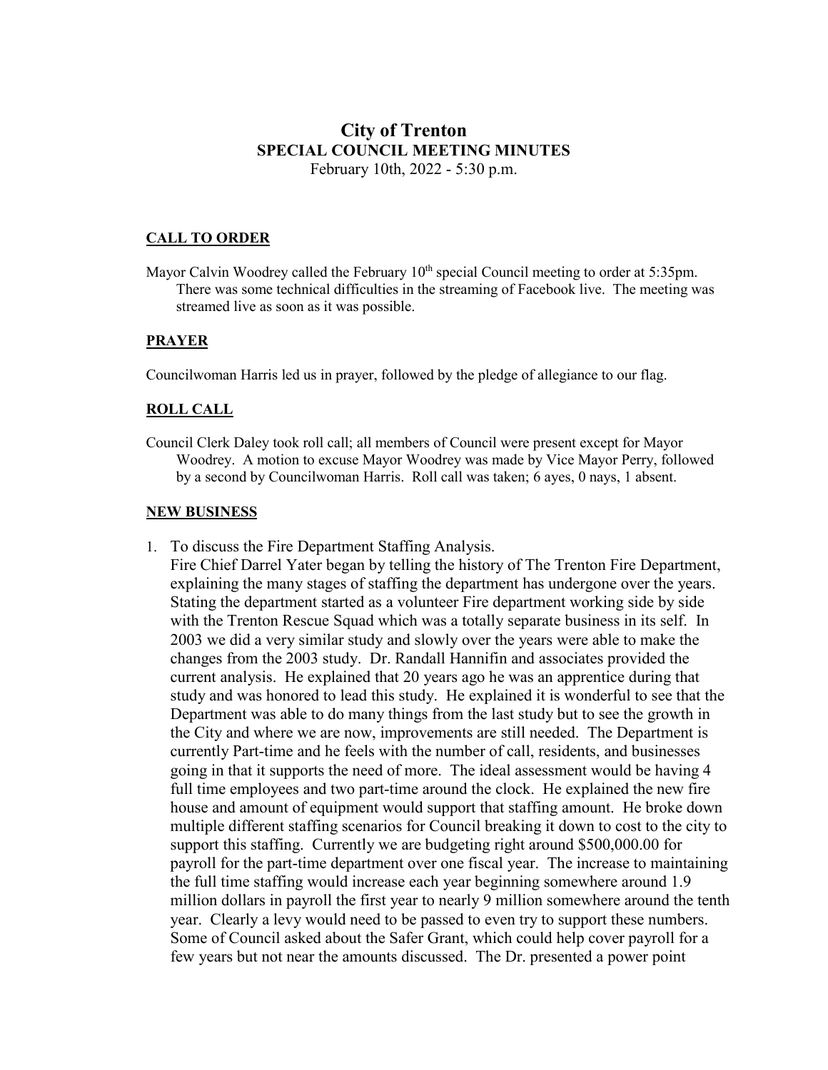# City of Trenton
## SPECIAL COUNCIL MEETING MINUTES
February 10th, 2022 - 5:30 p.m.

### CALL TO ORDER

Mayor Calvin Woodrey called the February 10th special Council meeting to order at 5:35pm. There was some technical difficulties in the streaming of Facebook live. The meeting was streamed live as soon as it was possible.

### PRAYER

Councilwoman Harris led us in prayer, followed by the pledge of allegiance to our flag.

### ROLL CALL

Council Clerk Daley took roll call; all members of Council were present except for Mayor Woodrey. A motion to excuse Mayor Woodrey was made by Vice Mayor Perry, followed by a second by Councilwoman Harris. Roll call was taken; 6 ayes, 0 nays, 1 absent.

### NEW BUSINESS

1. To discuss the Fire Department Staffing Analysis.
   Fire Chief Darrel Yater began by telling the history of The Trenton Fire Department, explaining the many stages of staffing the department has undergone over the years. Stating the department started as a volunteer Fire department working side by side with the Trenton Rescue Squad which was a totally separate business in its self. In 2003 we did a very similar study and slowly over the years were able to make the changes from the 2003 study. Dr. Randall Hannifin and associates provided the current analysis. He explained that 20 years ago he was an apprentice during that study and was honored to lead this study. He explained it is wonderful to see that the Department was able to do many things from the last study but to see the growth in the City and where we are now, improvements are still needed. The Department is currently Part-time and he feels with the number of call, residents, and businesses going in that it supports the need of more. The ideal assessment would be having 4 full time employees and two part-time around the clock. He explained the new fire house and amount of equipment would support that staffing amount. He broke down multiple different staffing scenarios for Council breaking it down to cost to the city to support this staffing. Currently we are budgeting right around $500,000.00 for payroll for the part-time department over one fiscal year. The increase to maintaining the full time staffing would increase each year beginning somewhere around 1.9 million dollars in payroll the first year to nearly 9 million somewhere around the tenth year. Clearly a levy would need to be passed to even try to support these numbers. Some of Council asked about the Safer Grant, which could help cover payroll for a few years but not near the amounts discussed. The Dr. presented a power point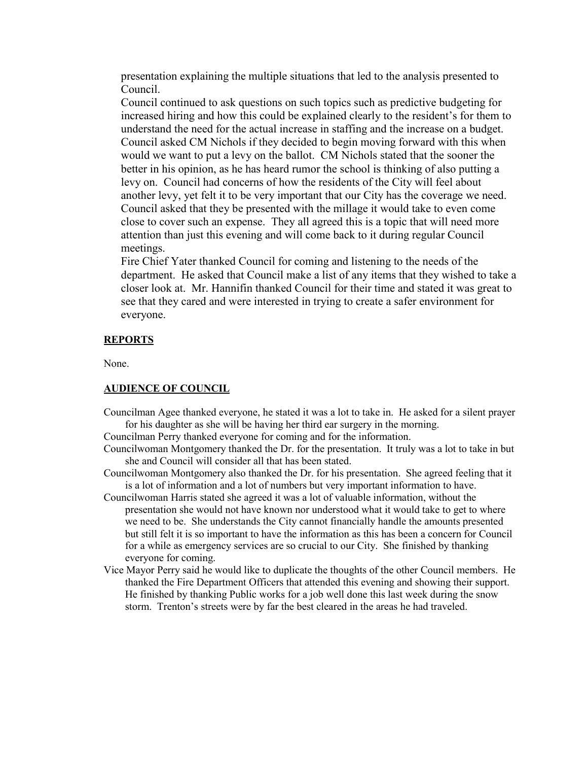presentation explaining the multiple situations that led to the analysis presented to Council.

Council continued to ask questions on such topics such as predictive budgeting for increased hiring and how this could be explained clearly to the resident's for them to understand the need for the actual increase in staffing and the increase on a budget. Council asked CM Nichols if they decided to begin moving forward with this when would we want to put a levy on the ballot. CM Nichols stated that the sooner the better in his opinion, as he has heard rumor the school is thinking of also putting a levy on. Council had concerns of how the residents of the City will feel about another levy, yet felt it to be very important that our City has the coverage we need. Council asked that they be presented with the millage it would take to even come close to cover such an expense. They all agreed this is a topic that will need more attention than just this evening and will come back to it during regular Council meetings.

Fire Chief Yater thanked Council for coming and listening to the needs of the department. He asked that Council make a list of any items that they wished to take a closer look at. Mr. Hannifin thanked Council for their time and stated it was great to see that they cared and were interested in trying to create a safer environment for everyone.

**REPORTS**

None.

**AUDIENCE OF COUNCIL**

Councilman Agee thanked everyone, he stated it was a lot to take in. He asked for a silent prayer for his daughter as she will be having her third ear surgery in the morning.

Councilman Perry thanked everyone for coming and for the information.

Councilwoman Montgomery thanked the Dr. for the presentation. It truly was a lot to take in but she and Council will consider all that has been stated.

Councilwoman Montgomery also thanked the Dr. for his presentation. She agreed feeling that it is a lot of information and a lot of numbers but very important information to have.

Councilwoman Harris stated she agreed it was a lot of valuable information, without the presentation she would not have known nor understood what it would take to get to where we need to be. She understands the City cannot financially handle the amounts presented but still felt it is so important to have the information as this has been a concern for Council for a while as emergency services are so crucial to our City. She finished by thanking everyone for coming.

Vice Mayor Perry said he would like to duplicate the thoughts of the other Council members. He thanked the Fire Department Officers that attended this evening and showing their support. He finished by thanking Public works for a job well done this last week during the snow storm. Trenton's streets were by far the best cleared in the areas he had traveled.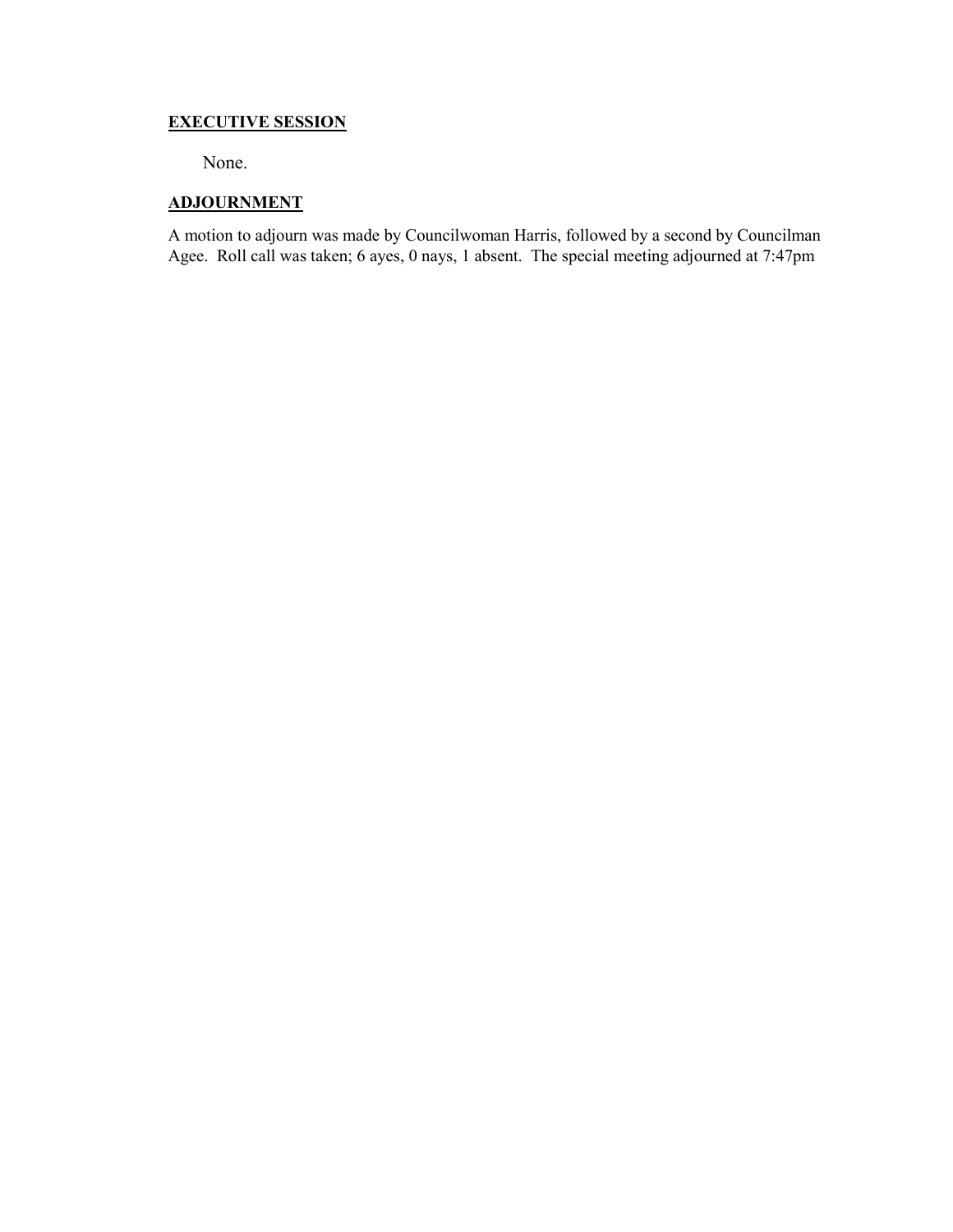**EXECUTIVE SESSION**

None.

**ADJOURNMENT**

A motion to adjourn was made by Councilwoman Harris, followed by a second by Councilman Agee. Roll call was taken; 6 ayes, 0 nays, 1 absent. The special meeting adjourned at 7:47pm